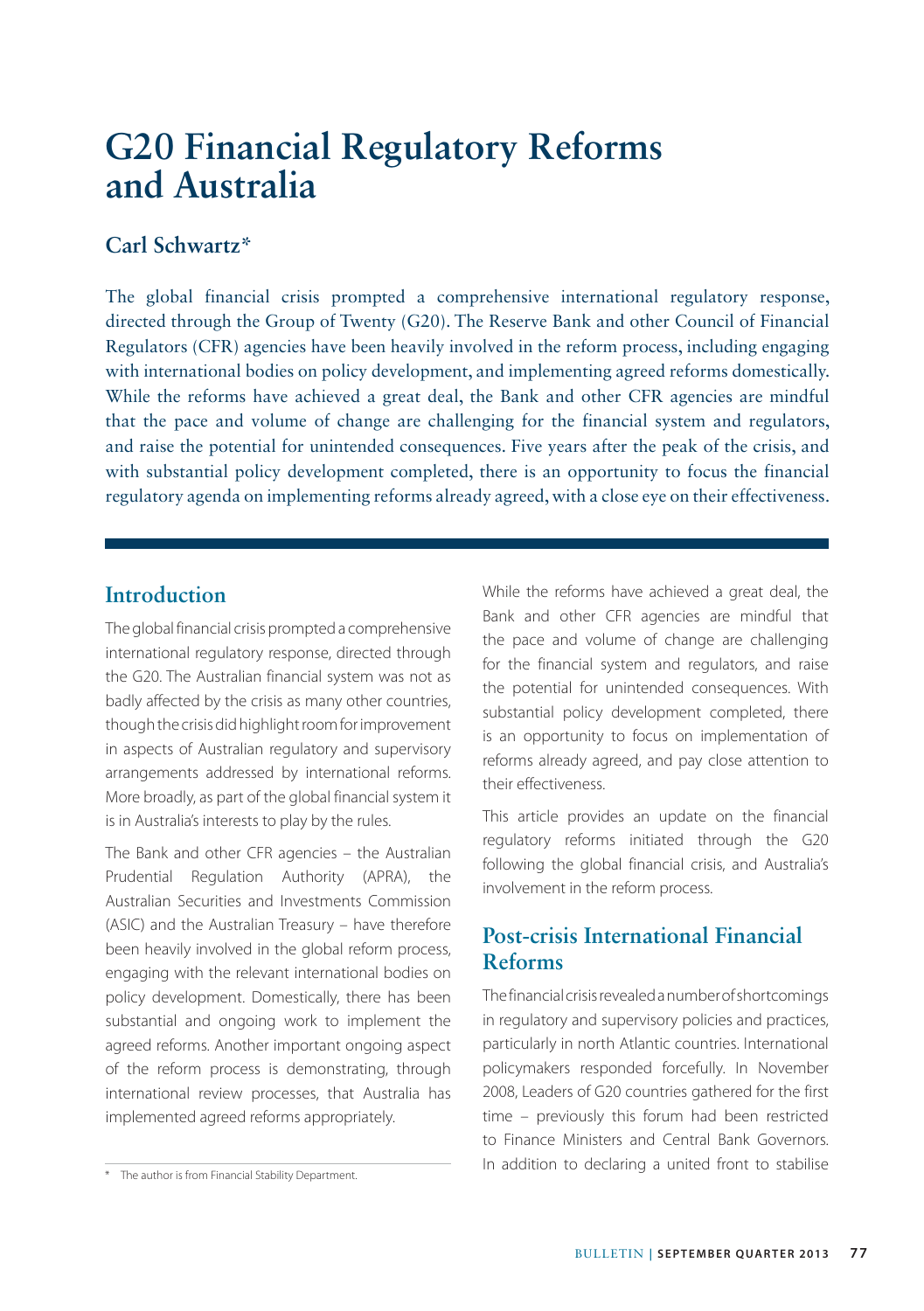# G20 Financial Regulatory Reforms and Australia

## Carl Schwartz*

The global financial crisis prompted a comprehensive international regulatory response, directed through the Group of Twenty (G20). The Reserve Bank and other Council of Financial Regulators (CFR) agencies have been heavily involved in the reform process, including engaging with international bodies on policy development, and implementing agreed reforms domestically. While the reforms have achieved a great deal, the Bank and other CFR agencies are mindful that the pace and volume of change are challenging for the financial system and regulators, and raise the potential for unintended consequences. Five years after the peak of the crisis, and with substantial policy development completed, there is an opportunity to focus the financial regulatory agenda on implementing reforms already agreed, with a close eye on their effectiveness.

## Introduction

The global financial crisis prompted a comprehensive international regulatory response, directed through the G20. The Australian financial system was not as badly affected by the crisis as many other countries, though the crisis did highlight room for improvement in aspects of Australian regulatory and supervisory arrangements addressed by international reforms. More broadly, as part of the global financial system it is in Australia's interests to play by the rules.

The Bank and other CFR agencies – the Australian Prudential Regulation Authority (APRA), the Australian Securities and Investments Commission (ASIC) and the Australian Treasury – have therefore been heavily involved in the global reform process, engaging with the relevant international bodies on policy development. Domestically, there has been substantial and ongoing work to implement the agreed reforms. Another important ongoing aspect of the reform process is demonstrating, through international review processes, that Australia has implemented agreed reforms appropriately.

While the reforms have achieved a great deal, the Bank and other CFR agencies are mindful that the pace and volume of change are challenging for the financial system and regulators, and raise the potential for unintended consequences. With substantial policy development completed, there is an opportunity to focus on implementation of reforms already agreed, and pay close attention to their effectiveness.

This article provides an update on the financial regulatory reforms initiated through the G20 following the global financial crisis, and Australia's involvement in the reform process.

## Post-crisis International Financial Reforms

The financial crisis revealed a number of shortcomings in regulatory and supervisory policies and practices, particularly in north Atlantic countries. International policymakers responded forcefully. In November 2008, Leaders of G20 countries gathered for the first time – previously this forum had been restricted to Finance Ministers and Central Bank Governors. In addition to declaring a united front to stabilise

\* The author is from Financial Stability Department.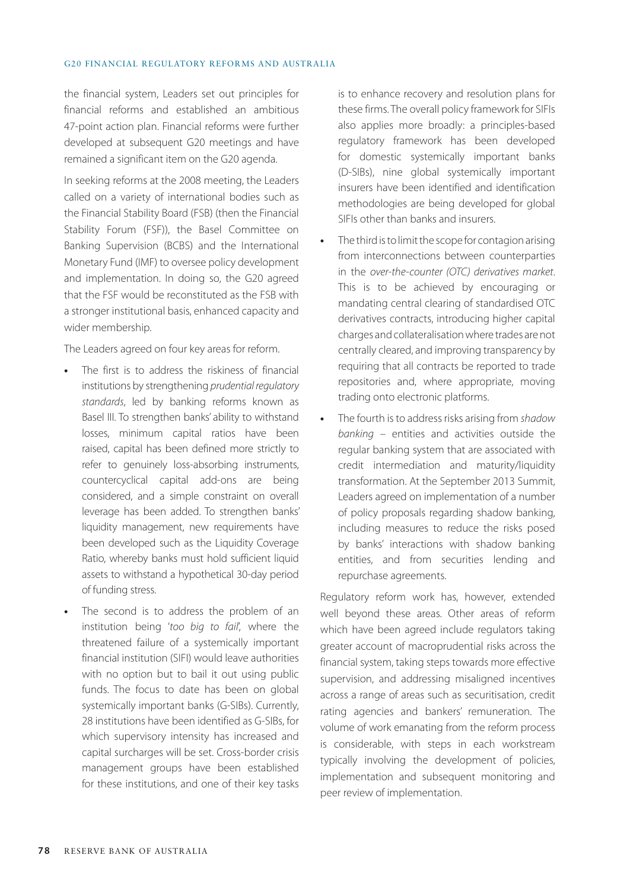the financial system, Leaders set out principles for financial reforms and established an ambitious 47-point action plan. Financial reforms were further developed at subsequent G20 meetings and have remained a significant item on the G20 agenda.

In seeking reforms at the 2008 meeting, the Leaders called on a variety of international bodies such as the Financial Stability Board (FSB) (then the Financial Stability Forum (FSF)), the Basel Committee on Banking Supervision (BCBS) and the International Monetary Fund (IMF) to oversee policy development and implementation. In doing so, the G20 agreed that the FSF would be reconstituted as the FSB with a stronger institutional basis, enhanced capacity and wider membership.

The Leaders agreed on four key areas for reform.

- The first is to address the riskiness of financial institutions by strengthening *prudential regulatory standards*, led by banking reforms known as Basel III. To strengthen banks' ability to withstand losses, minimum capital ratios have been raised, capital has been defined more strictly to refer to genuinely loss-absorbing instruments, countercyclical capital add-ons are being considered, and a simple constraint on overall leverage has been added. To strengthen banks' liquidity management, new requirements have been developed such as the Liquidity Coverage Ratio, whereby banks must hold sufficient liquid assets to withstand a hypothetical 30-day period of funding stress.
- The second is to address the problem of an institution being '*too big to fail*', where the threatened failure of a systemically important financial institution (SIFI) would leave authorities with no option but to bail it out using public funds. The focus to date has been on global systemically important banks (G-SIBs). Currently, 28 institutions have been identified as G-SIBs, for which supervisory intensity has increased and capital surcharges will be set. Cross-border crisis management groups have been established for these institutions, and one of their key tasks is to enhance recovery and resolution plans for these firms. The overall policy framework for SIFIs also applies more broadly: a principles-based regulatory framework has been developed for domestic systemically important banks (D-SIBs), nine global systemically important insurers have been identified and identification methodologies are being developed for global SIFIs other than banks and insurers.
- The third is to limit the scope for contagion arising from interconnections between counterparties in the *over-the-counter (OTC) derivatives market*. This is to be achieved by encouraging or mandating central clearing of standardised OTC derivatives contracts, introducing higher capital charges and collateralisation where trades are not centrally cleared, and improving transparency by requiring that all contracts be reported to trade repositories and, where appropriate, moving trading onto electronic platforms.
- The fourth is to address risks arising from *shadow banking* – entities and activities outside the regular banking system that are associated with credit intermediation and maturity/liquidity transformation. At the September 2013 Summit, Leaders agreed on implementation of a number of policy proposals regarding shadow banking, including measures to reduce the risks posed by banks' interactions with shadow banking entities, and from securities lending and repurchase agreements.

Regulatory reform work has, however, extended well beyond these areas. Other areas of reform which have been agreed include regulators taking greater account of macroprudential risks across the financial system, taking steps towards more effective supervision, and addressing misaligned incentives across a range of areas such as securitisation, credit rating agencies and bankers' remuneration. The volume of work emanating from the reform process is considerable, with steps in each workstream typically involving the development of policies, implementation and subsequent monitoring and peer review of implementation.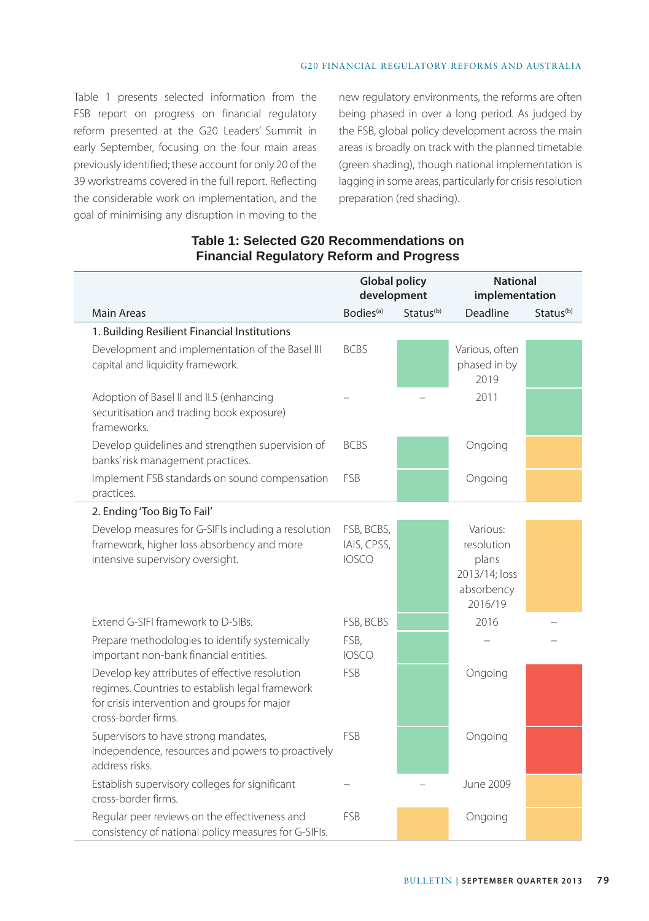Table 1 presents selected information from the FSB report on progress on financial regulatory reform presented at the G20 Leaders' Summit in early September, focusing on the four main areas previously identified; these account for only 20 of the 39 workstreams covered in the full report. Reflecting the considerable work on implementation, and the goal of minimising any disruption in moving to the new regulatory environments, the reforms are often being phased in over a long period. As judged by the FSB, global policy development across the main areas is broadly on track with the planned timetable (green shading), though national implementation is lagging in some areas, particularly for crisis resolution preparation (red shading).

**Table 1: Selected G20 Recommendations on Financial Regulatory Reform and Progress**

| | Global policy development | | National implementation | |
|---|---|---|---|---|
| Main Areas | Bodies[(a)] | Status[(b)] | Deadline | Status[(b)] |
| **1. Building Resilient Financial Institutions** | | | | |
| Development and implementation of the Basel III capital and liquidity framework. | BCBS | Green | Various, often phased in by 2019 | Green |
| Adoption of Basel II and II.5 (enhancing securitisation and trading book exposure) frameworks. | – | – | 2011 | Green |
| Develop guidelines and strengthen supervision of banks' risk management practices. | BCBS | Green | Ongoing | Amber |
| Implement FSB standards on sound compensation practices. | FSB | Green | Ongoing | Amber |
| **2. Ending 'Too Big To Fail'** | | | | |
| Develop measures for G-SIFIs including a resolution framework, higher loss absorbency and more intensive supervisory oversight. | FSB, BCBS, IAIS, CPSS, IOSCO | Green | Various: resolution plans 2013/14; loss absorbency 2016/19 | Amber |
| Extend G-SIFI framework to D-SIBs. | FSB, BCBS | Green | 2016 | – |
| Prepare methodologies to identify systemically important non-bank financial entities. | FSB, IOSCO | Green | – | – |
| Develop key attributes of effective resolution regimes. Countries to establish legal framework for crisis intervention and groups for major cross-border firms. | FSB | Green | Ongoing | Red |
| Supervisors to have strong mandates, independence, resources and powers to proactively address risks. | FSB | Green | Ongoing | Red |
| Establish supervisory colleges for significant cross-border firms. | – | – | June 2009 | Amber |
| Regular peer reviews on the effectiveness and consistency of national policy measures for G-SIFIs. | FSB | Amber | Ongoing | Amber |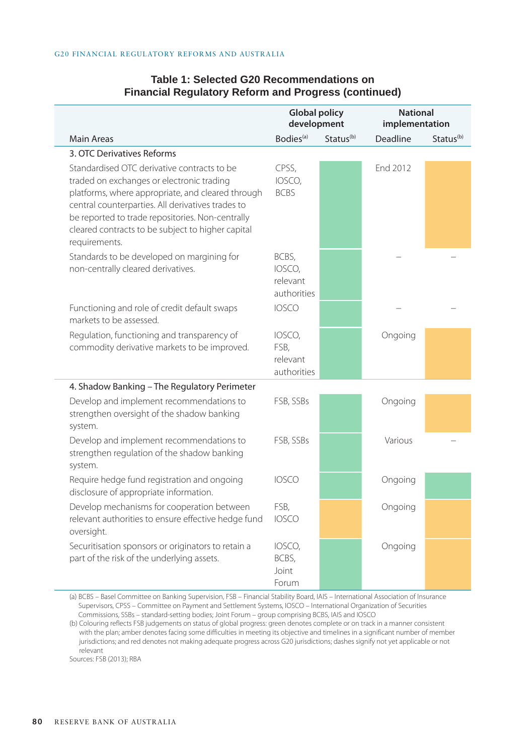## Table 1: Selected G20 Recommendations on Financial Regulatory Reform and Progress (continued)

| Main Areas | Global policy development | | National implementation | |
|---|---|---|---|---|
| | Bodies[a] | Status[b] | Deadline | Status[b] |
| **3. OTC Derivatives Reforms** | | | | |
| Standardised OTC derivative contracts to be traded on exchanges or electronic trading platforms, where appropriate, and cleared through central counterparties. All derivatives trades to be reported to trade repositories. Non-centrally cleared contracts to be subject to higher capital requirements. | CPSS, IOSCO, BCBS | Green | End 2012 | Amber |
| Standards to be developed on margining for non-centrally cleared derivatives. | BCBS, IOSCO, relevant authorities | Green | – | – |
| Functioning and role of credit default swaps markets to be assessed. | IOSCO | Green | – | – |
| Regulation, functioning and transparency of commodity derivative markets to be improved. | IOSCO, FSB, relevant authorities | Green | Ongoing | Amber |
| **4. Shadow Banking – The Regulatory Perimeter** | | | | |
| Develop and implement recommendations to strengthen oversight of the shadow banking system. | FSB, SSBs | Green | Ongoing | Amber |
| Develop and implement recommendations to strengthen regulation of the shadow banking system. | FSB, SSBs | Green | Various | – |
| Require hedge fund registration and ongoing disclosure of appropriate information. | IOSCO | Green | Ongoing | Green |
| Develop mechanisms for cooperation between relevant authorities to ensure effective hedge fund oversight. | FSB, IOSCO | Amber | Ongoing | Amber |
| Securitisation sponsors or originators to retain a part of the risk of the underlying assets. | IOSCO, BCBS, Joint Forum | Green | Ongoing | Amber |

(a) BCBS – Basel Committee on Banking Supervision, FSB – Financial Stability Board, IAIS – International Association of Insurance Supervisors, CPSS – Committee on Payment and Settlement Systems, IOSCO – International Organization of Securities Commissions, SSBs – standard-setting bodies; Joint Forum – group comprising BCBS, IAIS and IOSCO

(b) Colouring reflects FSB judgements on status of global progress: green denotes complete or on track in a manner consistent with the plan; amber denotes facing some difficulties in meeting its objective and timelines in a significant number of member jurisdictions; and red denotes not making adequate progress across G20 jurisdictions; dashes signify not yet applicable or not relevant

Sources: FSB (2013); RBA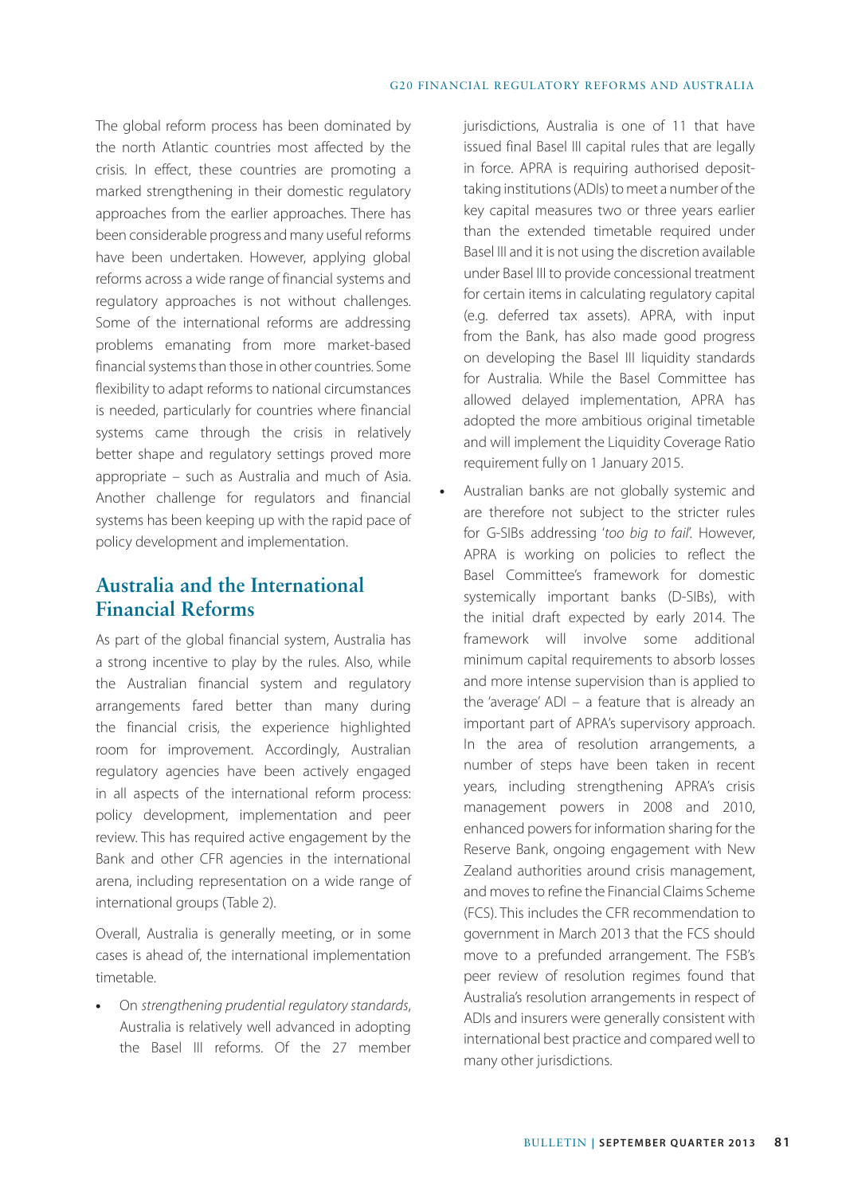The global reform process has been dominated by the north Atlantic countries most affected by the crisis. In effect, these countries are promoting a marked strengthening in their domestic regulatory approaches from the earlier approaches. There has been considerable progress and many useful reforms have been undertaken. However, applying global reforms across a wide range of financial systems and regulatory approaches is not without challenges. Some of the international reforms are addressing problems emanating from more market-based financial systems than those in other countries. Some flexibility to adapt reforms to national circumstances is needed, particularly for countries where financial systems came through the crisis in relatively better shape and regulatory settings proved more appropriate – such as Australia and much of Asia. Another challenge for regulators and financial systems has been keeping up with the rapid pace of policy development and implementation.

## Australia and the International Financial Reforms

As part of the global financial system, Australia has a strong incentive to play by the rules. Also, while the Australian financial system and regulatory arrangements fared better than many during the financial crisis, the experience highlighted room for improvement. Accordingly, Australian regulatory agencies have been actively engaged in all aspects of the international reform process: policy development, implementation and peer review. This has required active engagement by the Bank and other CFR agencies in the international arena, including representation on a wide range of international groups (Table 2).

Overall, Australia is generally meeting, or in some cases is ahead of, the international implementation timetable.

- On *strengthening prudential regulatory standards*, Australia is relatively well advanced in adopting the Basel III reforms. Of the 27 member jurisdictions, Australia is one of 11 that have issued final Basel III capital rules that are legally in force. APRA is requiring authorised deposit-taking institutions (ADIs) to meet a number of the key capital measures two or three years earlier than the extended timetable required under Basel III and it is not using the discretion available under Basel III to provide concessional treatment for certain items in calculating regulatory capital (e.g. deferred tax assets). APRA, with input from the Bank, has also made good progress on developing the Basel III liquidity standards for Australia. While the Basel Committee has allowed delayed implementation, APRA has adopted the more ambitious original timetable and will implement the Liquidity Coverage Ratio requirement fully on 1 January 2015.
- Australian banks are not globally systemic and are therefore not subject to the stricter rules for G-SIBs addressing '*too big to fail*'. However, APRA is working on policies to reflect the Basel Committee's framework for domestic systemically important banks (D-SIBs), with the initial draft expected by early 2014. The framework will involve some additional minimum capital requirements to absorb losses and more intense supervision than is applied to the 'average' ADI – a feature that is already an important part of APRA's supervisory approach. In the area of resolution arrangements, a number of steps have been taken in recent years, including strengthening APRA's crisis management powers in 2008 and 2010, enhanced powers for information sharing for the Reserve Bank, ongoing engagement with New Zealand authorities around crisis management, and moves to refine the Financial Claims Scheme (FCS). This includes the CFR recommendation to government in March 2013 that the FCS should move to a prefunded arrangement. The FSB's peer review of resolution regimes found that Australia's resolution arrangements in respect of ADIs and insurers were generally consistent with international best practice and compared well to many other jurisdictions.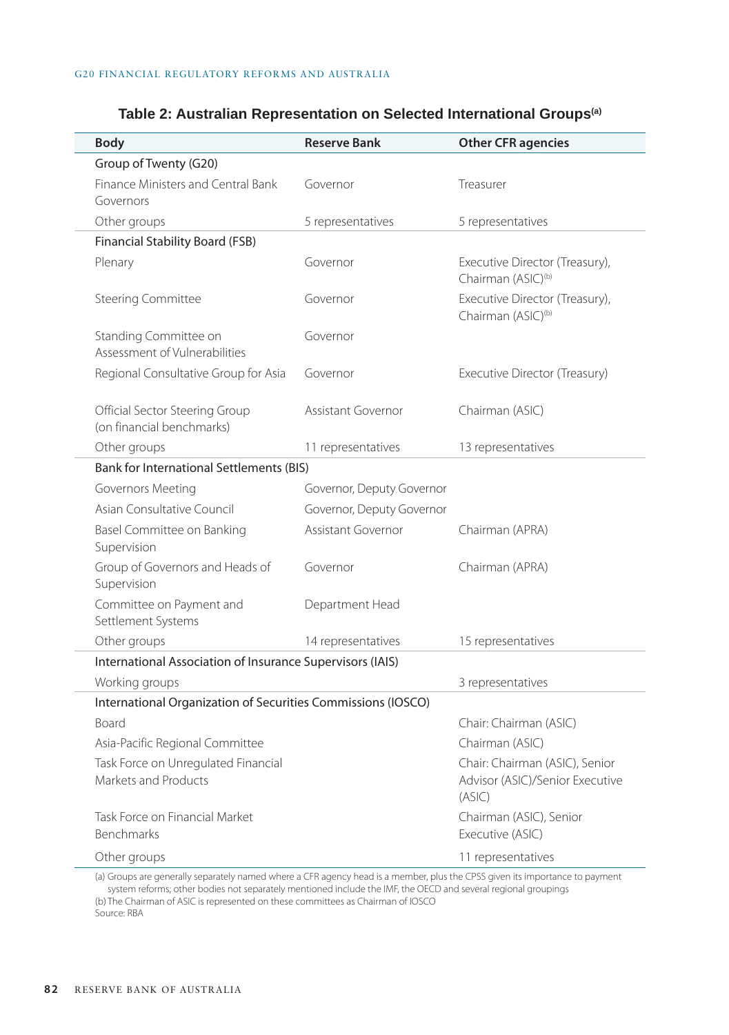### Table 2: Australian Representation on Selected International Groups[a]

| Body | Reserve Bank | Other CFR agencies |
|---|---|---|
| Group of Twenty (G20) | | |
| Finance Ministers and Central Bank Governors | Governor | Treasurer |
| Other groups | 5 representatives | 5 representatives |
| Financial Stability Board (FSB) | | |
| Plenary | Governor | Executive Director (Treasury), Chairman (ASIC)[b] |
| Steering Committee | Governor | Executive Director (Treasury), Chairman (ASIC)[b] |
| Standing Committee on Assessment of Vulnerabilities | Governor | |
| Regional Consultative Group for Asia | Governor | Executive Director (Treasury) |
| Official Sector Steering Group (on financial benchmarks) | Assistant Governor | Chairman (ASIC) |
| Other groups | 11 representatives | 13 representatives |
| Bank for International Settlements (BIS) | | |
| Governors Meeting | Governor, Deputy Governor | |
| Asian Consultative Council | Governor, Deputy Governor | |
| Basel Committee on Banking Supervision | Assistant Governor | Chairman (APRA) |
| Group of Governors and Heads of Supervision | Governor | Chairman (APRA) |
| Committee on Payment and Settlement Systems | Department Head | |
| Other groups | 14 representatives | 15 representatives |
| International Association of Insurance Supervisors (IAIS) | | |
| Working groups | | 3 representatives |
| International Organization of Securities Commissions (IOSCO) | | |
| Board | | Chair: Chairman (ASIC) |
| Asia-Pacific Regional Committee | | Chairman (ASIC) |
| Task Force on Unregulated Financial Markets and Products | | Chair: Chairman (ASIC), Senior Advisor (ASIC)/Senior Executive (ASIC) |
| Task Force on Financial Market Benchmarks | | Chairman (ASIC), Senior Executive (ASIC) |
| Other groups | | 11 representatives |

(a) Groups are generally separately named where a CFR agency head is a member, plus the CPSS given its importance to payment system reforms; other bodies not separately mentioned include the IMF, the OECD and several regional groupings
(b) The Chairman of ASIC is represented on these committees as Chairman of IOSCO
Source: RBA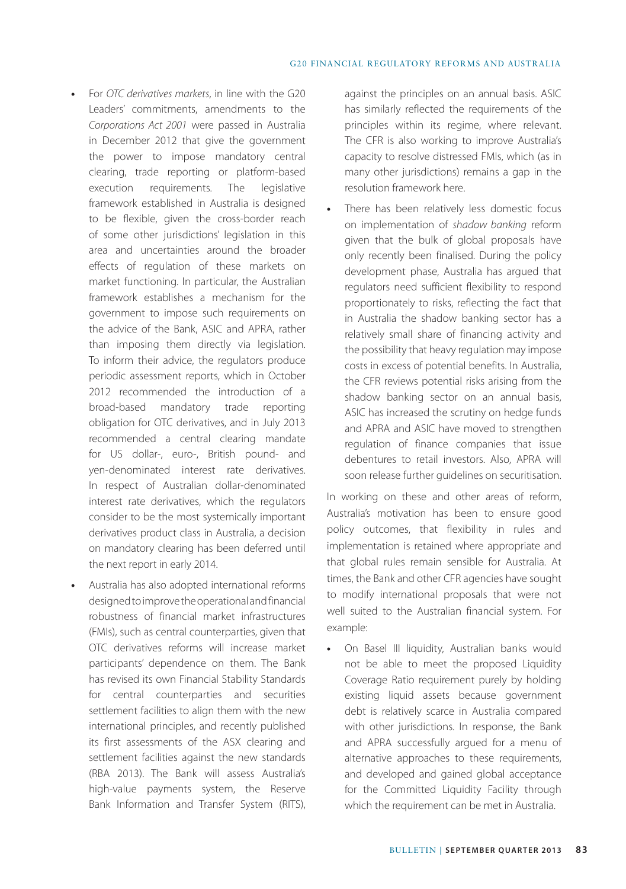- For *OTC derivatives markets*, in line with the G20 Leaders' commitments, amendments to the *Corporations Act 2001* were passed in Australia in December 2012 that give the government the power to impose mandatory central clearing, trade reporting or platform-based execution requirements. The legislative framework established in Australia is designed to be flexible, given the cross-border reach of some other jurisdictions' legislation in this area and uncertainties around the broader effects of regulation of these markets on market functioning. In particular, the Australian framework establishes a mechanism for the government to impose such requirements on the advice of the Bank, ASIC and APRA, rather than imposing them directly via legislation. To inform their advice, the regulators produce periodic assessment reports, which in October 2012 recommended the introduction of a broad-based mandatory trade reporting obligation for OTC derivatives, and in July 2013 recommended a central clearing mandate for US dollar-, euro-, British pound- and yen-denominated interest rate derivatives. In respect of Australian dollar-denominated interest rate derivatives, which the regulators consider to be the most systemically important derivatives product class in Australia, a decision on mandatory clearing has been deferred until the next report in early 2014.
- Australia has also adopted international reforms designed to improve the operational and financial robustness of financial market infrastructures (FMIs), such as central counterparties, given that OTC derivatives reforms will increase market participants' dependence on them. The Bank has revised its own Financial Stability Standards for central counterparties and securities settlement facilities to align them with the new international principles, and recently published its first assessments of the ASX clearing and settlement facilities against the new standards (RBA 2013). The Bank will assess Australia's high-value payments system, the Reserve Bank Information and Transfer System (RITS), against the principles on an annual basis. ASIC has similarly reflected the requirements of the principles within its regime, where relevant. The CFR is also working to improve Australia's capacity to resolve distressed FMIs, which (as in many other jurisdictions) remains a gap in the resolution framework here.
- There has been relatively less domestic focus on implementation of *shadow banking* reform given that the bulk of global proposals have only recently been finalised. During the policy development phase, Australia has argued that regulators need sufficient flexibility to respond proportionately to risks, reflecting the fact that in Australia the shadow banking sector has a relatively small share of financing activity and the possibility that heavy regulation may impose costs in excess of potential benefits. In Australia, the CFR reviews potential risks arising from the shadow banking sector on an annual basis, ASIC has increased the scrutiny on hedge funds and APRA and ASIC have moved to strengthen regulation of finance companies that issue debentures to retail investors. Also, APRA will soon release further guidelines on securitisation.

In working on these and other areas of reform, Australia's motivation has been to ensure good policy outcomes, that flexibility in rules and implementation is retained where appropriate and that global rules remain sensible for Australia. At times, the Bank and other CFR agencies have sought to modify international proposals that were not well suited to the Australian financial system. For example:

- On Basel III liquidity, Australian banks would not be able to meet the proposed Liquidity Coverage Ratio requirement purely by holding existing liquid assets because government debt is relatively scarce in Australia compared with other jurisdictions. In response, the Bank and APRA successfully argued for a menu of alternative approaches to these requirements, and developed and gained global acceptance for the Committed Liquidity Facility through which the requirement can be met in Australia.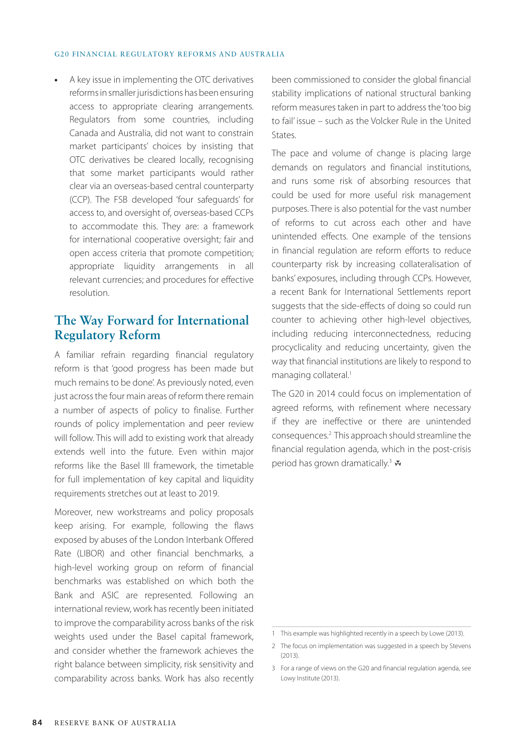- A key issue in implementing the OTC derivatives reforms in smaller jurisdictions has been ensuring access to appropriate clearing arrangements. Regulators from some countries, including Canada and Australia, did not want to constrain market participants' choices by insisting that OTC derivatives be cleared locally, recognising that some market participants would rather clear via an overseas-based central counterparty (CCP). The FSB developed 'four safeguards' for access to, and oversight of, overseas-based CCPs to accommodate this. They are: a framework for international cooperative oversight; fair and open access criteria that promote competition; appropriate liquidity arrangements in all relevant currencies; and procedures for effective resolution.

## The Way Forward for International Regulatory Reform

A familiar refrain regarding financial regulatory reform is that 'good progress has been made but much remains to be done'. As previously noted, even just across the four main areas of reform there remain a number of aspects of policy to finalise. Further rounds of policy implementation and peer review will follow. This will add to existing work that already extends well into the future. Even within major reforms like the Basel III framework, the timetable for full implementation of key capital and liquidity requirements stretches out at least to 2019.

Moreover, new workstreams and policy proposals keep arising. For example, following the flaws exposed by abuses of the London Interbank Offered Rate (LIBOR) and other financial benchmarks, a high-level working group on reform of financial benchmarks was established on which both the Bank and ASIC are represented. Following an international review, work has recently been initiated to improve the comparability across banks of the risk weights used under the Basel capital framework, and consider whether the framework achieves the right balance between simplicity, risk sensitivity and comparability across banks. Work has also recently been commissioned to consider the global financial stability implications of national structural banking reform measures taken in part to address the 'too big to fail' issue – such as the Volcker Rule in the United States.

The pace and volume of change is placing large demands on regulators and financial institutions, and runs some risk of absorbing resources that could be used for more useful risk management purposes. There is also potential for the vast number of reforms to cut across each other and have unintended effects. One example of the tensions in financial regulation are reform efforts to reduce counterparty risk by increasing collateralisation of banks' exposures, including through CCPs. However, a recent Bank for International Settlements report suggests that the side-effects of doing so could run counter to achieving other high-level objectives, including reducing interconnectedness, reducing procyclicality and reducing uncertainty, given the way that financial institutions are likely to respond to managing collateral.[1]

The G20 in 2014 could focus on implementation of agreed reforms, with refinement where necessary if they are ineffective or there are unintended consequences.[2] This approach should streamline the financial regulation agenda, which in the post-crisis period has grown dramatically.[3] ✠

---

1 This example was highlighted recently in a speech by Lowe (2013).

2 The focus on implementation was suggested in a speech by Stevens (2013).

3 For a range of views on the G20 and financial regulation agenda, see Lowy Institute (2013).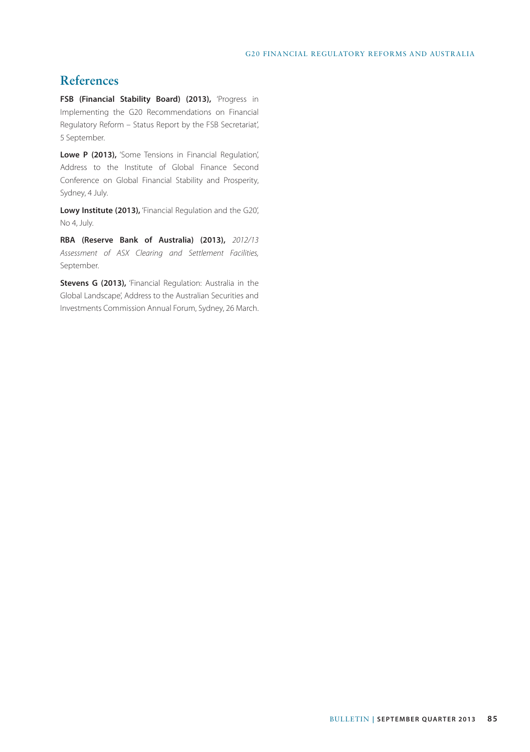## References

**FSB (Financial Stability Board) (2013),** 'Progress in Implementing the G20 Recommendations on Financial Regulatory Reform – Status Report by the FSB Secretariat', 5 September.

**Lowe P (2013),** 'Some Tensions in Financial Regulation', Address to the Institute of Global Finance Second Conference on Global Financial Stability and Prosperity, Sydney, 4 July.

**Lowy Institute (2013),** 'Financial Regulation and the G20', No 4, July.

**RBA (Reserve Bank of Australia) (2013),** *2012/13 Assessment of ASX Clearing and Settlement Facilities,* September.

**Stevens G (2013),** 'Financial Regulation: Australia in the Global Landscape', Address to the Australian Securities and Investments Commission Annual Forum, Sydney, 26 March.